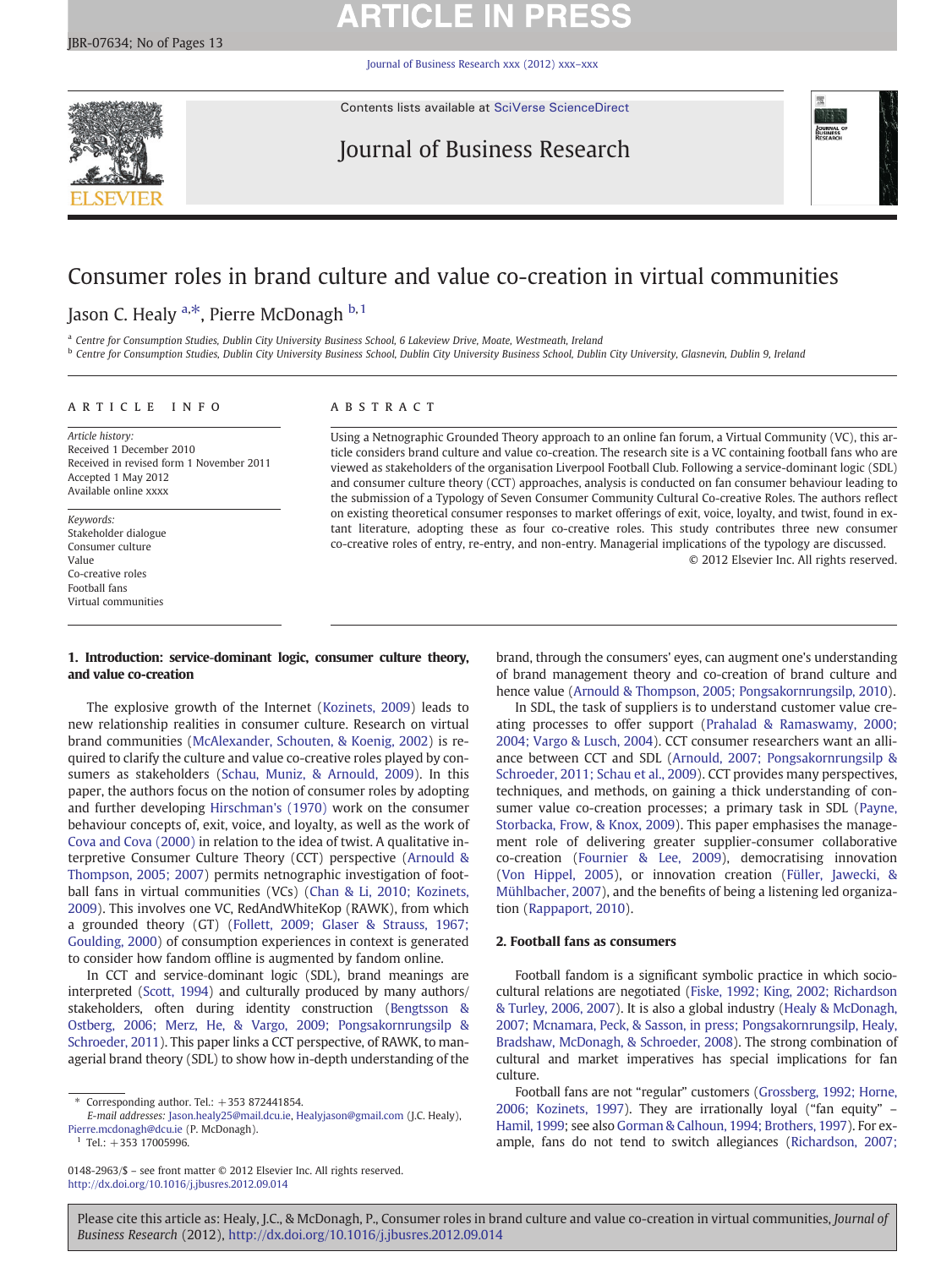# Consumer roles in brand culture and value co-creation in virtual communities

Jason C. Healy [a,*], Pierre McDonagh [b,1]

[a] Centre for Consumption Studies, Dublin City University Business School, 6 Lakeview Drive, Moate, Westmeath, Ireland
[b] Centre for Consumption Studies, Dublin City University Business School, Dublin City University Business School, Dublin City University, Glasnevin, Dublin 9, Ireland

## ARTICLE INFO

*Article history:*
Received 1 December 2010
Received in revised form 1 November 2011
Accepted 1 May 2012
Available online xxxx

*Keywords:*
Stakeholder dialogue
Consumer culture
Value
Co-creative roles
Football fans
Virtual communities

## ABSTRACT

Using a Netnographic Grounded Theory approach to an online fan forum, a Virtual Community (VC), this article considers brand culture and value co-creation. The research site is a VC containing football fans who are viewed as stakeholders of the organisation Liverpool Football Club. Following a service-dominant logic (SDL) and consumer culture theory (CCT) approaches, analysis is conducted on fan consumer behaviour leading to the submission of a Typology of Seven Consumer Community Cultural Co-creative Roles. The authors reflect on existing theoretical consumer responses to market offerings of exit, voice, loyalty, and twist, found in extant literature, adopting these as four co-creative roles. This study contributes three new consumer co-creative roles of entry, re-entry, and non-entry. Managerial implications of the typology are discussed.

© 2012 Elsevier Inc. All rights reserved.

## 1. Introduction: service-dominant logic, consumer culture theory, and value co-creation

The explosive growth of the Internet (Kozinets, 2009) leads to new relationship realities in consumer culture. Research on virtual brand communities (McAlexander, Schouten, & Koenig, 2002) is required to clarify the culture and value co-creative roles played by consumers as stakeholders (Schau, Muniz, & Arnould, 2009). In this paper, the authors focus on the notion of consumer roles by adopting and further developing Hirschman's (1970) work on the consumer behaviour concepts of, exit, voice, and loyalty, as well as the work of Cova and Cova (2000) in relation to the idea of twist. A qualitative interpretive Consumer Culture Theory (CCT) perspective (Arnould & Thompson, 2005; 2007) permits netnographic investigation of football fans in virtual communities (VCs) (Chan & Li, 2010; Kozinets, 2009). This involves one VC, RedAndWhiteKop (RAWK), from which a grounded theory (GT) (Follett, 2009; Glaser & Strauss, 1967; Goulding, 2000) of consumption experiences in context is generated to consider how fandom offline is augmented by fandom online.

In CCT and service-dominant logic (SDL), brand meanings are interpreted (Scott, 1994) and culturally produced by many authors/stakeholders, often during identity construction (Bengtsson & Ostberg, 2006; Merz, He, & Vargo, 2009; Pongsakornrungsilp & Schroeder, 2011). This paper links a CCT perspective, of RAWK, to managerial brand theory (SDL) to show how in-depth understanding of the brand, through the consumers' eyes, can augment one's understanding of brand management theory and co-creation of brand culture and hence value (Arnould & Thompson, 2005; Pongsakornrungsilp, 2010).

In SDL, the task of suppliers is to understand customer value creating processes to offer support (Prahalad & Ramaswamy, 2000; 2004; Vargo & Lusch, 2004). CCT consumer researchers want an alliance between CCT and SDL (Arnould, 2007; Pongsakornrungsilp & Schroeder, 2011; Schau et al., 2009). CCT provides many perspectives, techniques, and methods, on gaining a thick understanding of consumer value co-creation processes; a primary task in SDL (Payne, Storbacka, Frow, & Knox, 2009). This paper emphasises the management role of delivering greater supplier-consumer collaborative co-creation (Fournier & Lee, 2009), democratising innovation (Von Hippel, 2005), or innovation creation (Füller, Jawecki, & Mühlbacher, 2007), and the benefits of being a listening led organization (Rappaport, 2010).

## 2. Football fans as consumers

Football fandom is a significant symbolic practice in which socio-cultural relations are negotiated (Fiske, 1992; King, 2002; Richardson & Turley, 2006, 2007). It is also a global industry (Healy & McDonagh, 2007; Mcnamara, Peck, & Sasson, in press; Pongsakornrungsilp, Healy, Bradshaw, McDonagh, & Schroeder, 2008). The strong combination of cultural and market imperatives has special implications for fan culture.

Football fans are not "regular" customers (Grossberg, 1992; Horne, 2006; Kozinets, 1997). They are irrationally loyal ("fan equity" – Hamil, 1999; see also Gorman & Calhoun, 1994; Brothers, 1997). For example, fans do not tend to switch allegiances (Richardson, 2007;

---

* Corresponding author. Tel.: +353 872441854.
*E-mail addresses:* Jason.healy25@mail.dcu.ie, Healyjason@gmail.com (J.C. Healy), Pierre.mcdonagh@dcu.ie (P. McDonagh).
[1] Tel.: +353 17005996.

0148-2963/$ – see front matter © 2012 Elsevier Inc. All rights reserved.
http://dx.doi.org/10.1016/j.jbusres.2012.09.014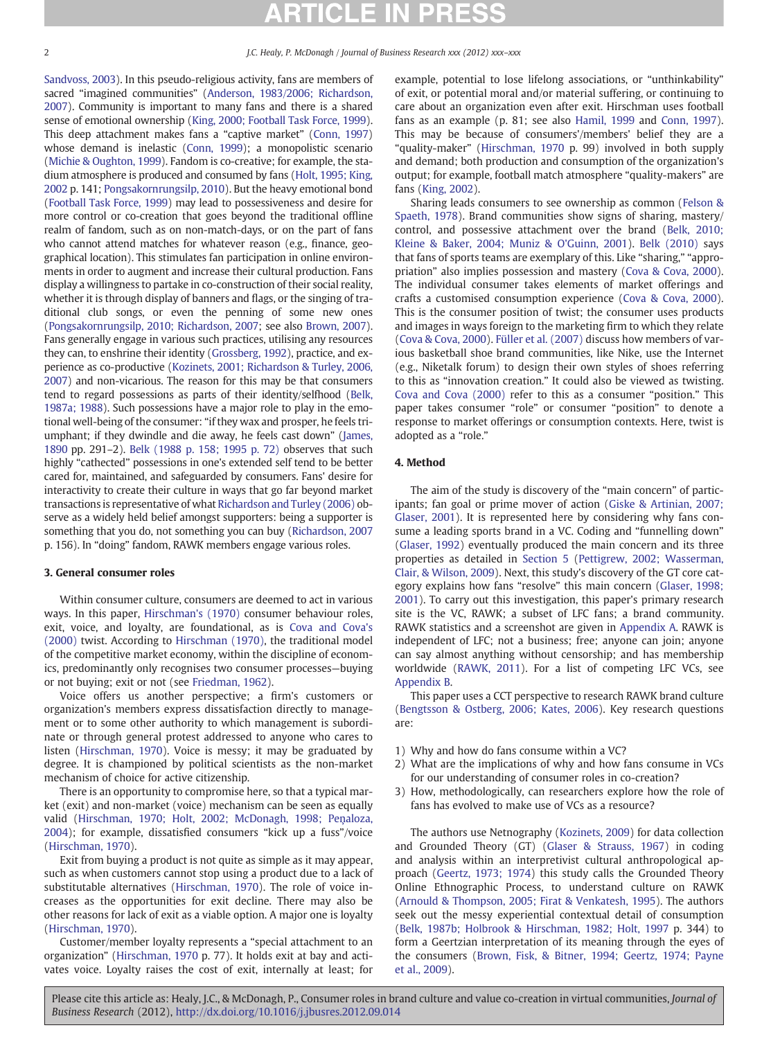Sandvoss, 2003). In this pseudo-religious activity, fans are members of sacred "imagined communities" (Anderson, 1983/2006; Richardson, 2007). Community is important to many fans and there is a shared sense of emotional ownership (King, 2000; Football Task Force, 1999). This deep attachment makes fans a "captive market" (Conn, 1997) whose demand is inelastic (Conn, 1999); a monopolistic scenario (Michie & Oughton, 1999). Fandom is co-creative; for example, the stadium atmosphere is produced and consumed by fans (Holt, 1995; King, 2002 p. 141; Pongsakornrungsilp, 2010). But the heavy emotional bond (Football Task Force, 1999) may lead to possessiveness and desire for more control or co-creation that goes beyond the traditional offline realm of fandom, such as on non-match-days, or on the part of fans who cannot attend matches for whatever reason (e.g., finance, geographical location). This stimulates fan participation in online environments in order to augment and increase their cultural production. Fans display a willingness to partake in co-construction of their social reality, whether it is through display of banners and flags, or the singing of traditional club songs, or even the penning of some new ones (Pongsakornrungsilp, 2010; Richardson, 2007; see also Brown, 2007). Fans generally engage in various such practices, utilising any resources they can, to enshrine their identity (Grossberg, 1992), practice, and experience as co-productive (Kozinets, 2001; Richardson & Turley, 2006, 2007) and non-vicarious. The reason for this may be that consumers tend to regard possessions as parts of their identity/selfhood (Belk, 1987a; 1988). Such possessions have a major role to play in the emotional well-being of the consumer: "if they wax and prosper, he feels triumphant; if they dwindle and die away, he feels cast down" (James, 1890 pp. 291–2). Belk (1988 p. 158; 1995 p. 72) observes that such highly "cathected" possessions in one's extended self tend to be better cared for, maintained, and safeguarded by consumers. Fans' desire for interactivity to create their culture in ways that go far beyond market transactions is representative of what Richardson and Turley (2006) observe as a widely held belief amongst supporters: being a supporter is something that you do, not something you can buy (Richardson, 2007 p. 156). In "doing" fandom, RAWK members engage various roles.

## 3. General consumer roles

Within consumer culture, consumers are deemed to act in various ways. In this paper, Hirschman's (1970) consumer behaviour roles, exit, voice, and loyalty, are foundational, as is Cova and Cova's (2000) twist. According to Hirschman (1970), the traditional model of the competitive market economy, within the discipline of economics, predominantly only recognises two consumer processes—buying or not buying; exit or not (see Friedman, 1962).

Voice offers us another perspective; a firm's customers or organization's members express dissatisfaction directly to management or to some other authority to which management is subordinate or through general protest addressed to anyone who cares to listen (Hirschman, 1970). Voice is messy; it may be graduated by degree. It is championed by political scientists as the non-market mechanism of choice for active citizenship.

There is an opportunity to compromise here, so that a typical market (exit) and non-market (voice) mechanism can be seen as equally valid (Hirschman, 1970; Holt, 2002; McDonagh, 1998; Peņaloza, 2004); for example, dissatisfied consumers "kick up a fuss"/voice (Hirschman, 1970).

Exit from buying a product is not quite as simple as it may appear, such as when customers cannot stop using a product due to a lack of substitutable alternatives (Hirschman, 1970). The role of voice increases as the opportunities for exit decline. There may also be other reasons for lack of exit as a viable option. A major one is loyalty (Hirschman, 1970).

Customer/member loyalty represents a "special attachment to an organization" (Hirschman, 1970 p. 77). It holds exit at bay and activates voice. Loyalty raises the cost of exit, internally at least; for example, potential to lose lifelong associations, or "unthinkability" of exit, or potential moral and/or material suffering, or continuing to care about an organization even after exit. Hirschman uses football fans as an example (p. 81; see also Hamil, 1999 and Conn, 1997). This may be because of consumers'/members' belief they are a "quality-maker" (Hirschman, 1970 p. 99) involved in both supply and demand; both production and consumption of the organization's output; for example, football match atmosphere "quality-makers" are fans (King, 2002).

Sharing leads consumers to see ownership as common (Felson & Spaeth, 1978). Brand communities show signs of sharing, mastery/control, and possessive attachment over the brand (Belk, 2010; Kleine & Baker, 2004; Muniz & O'Guinn, 2001). Belk (2010) says that fans of sports teams are exemplary of this. Like "sharing," "appropriation" also implies possession and mastery (Cova & Cova, 2000). The individual consumer takes elements of market offerings and crafts a customised consumption experience (Cova & Cova, 2000). This is the consumer position of twist; the consumer uses products and images in ways foreign to the marketing firm to which they relate (Cova & Cova, 2000). Füller et al. (2007) discuss how members of various basketball shoe brand communities, like Nike, use the Internet (e.g., Niketalk forum) to design their own styles of shoes referring to this as "innovation creation." It could also be viewed as twisting. Cova and Cova (2000) refer to this as a consumer "position." This paper takes consumer "role" or consumer "position" to denote a response to market offerings or consumption contexts. Here, twist is adopted as a "role."

## 4. Method

The aim of the study is discovery of the "main concern" of participants; fan goal or prime mover of action (Giske & Artinian, 2007; Glaser, 2001). It is represented here by considering why fans consume a leading sports brand in a VC. Coding and "funnelling down" (Glaser, 1992) eventually produced the main concern and its three properties as detailed in Section 5 (Pettigrew, 2002; Wasserman, Clair, & Wilson, 2009). Next, this study's discovery of the GT core category explains how fans "resolve" this main concern (Glaser, 1998; 2001). To carry out this investigation, this paper's primary research site is the VC, RAWK; a subset of LFC fans; a brand community. RAWK statistics and a screenshot are given in Appendix A. RAWK is independent of LFC; not a business; free; anyone can join; anyone can say almost anything without censorship; and has membership worldwide (RAWK, 2011). For a list of competing LFC VCs, see Appendix B.

This paper uses a CCT perspective to research RAWK brand culture (Bengtsson & Ostberg, 2006; Kates, 2006). Key research questions are:

1) Why and how do fans consume within a VC?
2) What are the implications of why and how fans consume in VCs for our understanding of consumer roles in co-creation?
3) How, methodologically, can researchers explore how the role of fans has evolved to make use of VCs as a resource?

The authors use Netnography (Kozinets, 2009) for data collection and Grounded Theory (GT) (Glaser & Strauss, 1967) in coding and analysis within an interpretivist cultural anthropological approach (Geertz, 1973; 1974) this study calls the Grounded Theory Online Ethnographic Process, to understand culture on RAWK (Arnould & Thompson, 2005; Firat & Venkatesh, 1995). The authors seek out the messy experiential contextual detail of consumption (Belk, 1987b; Holbrook & Hirschman, 1982; Holt, 1997 p. 344) to form a Geertzian interpretation of its meaning through the eyes of the consumers (Brown, Fisk, & Bitner, 1994; Geertz, 1974; Payne et al., 2009).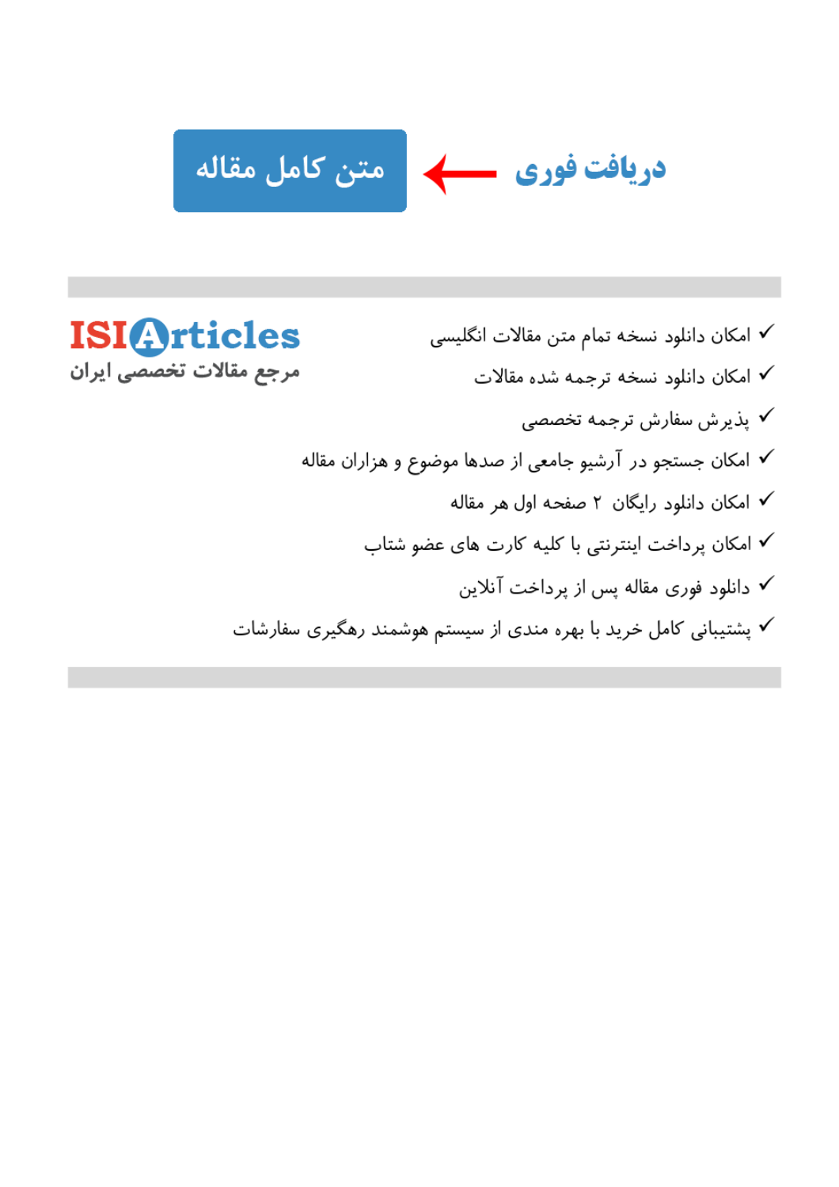دریافت فوری ← متن کامل مقاله

**ISIArticles**
مرجع مقالات تخصصی ایران

- ✓ امکان دانلود نسخه تمام متن مقالات انگلیسی
- ✓ امکان دانلود نسخه ترجمه شده مقالات
- ✓ پذیرش سفارش ترجمه تخصصی
- ✓ امکان جستجو در آرشیو جامعی از صدها موضوع و هزاران مقاله
- ✓ امکان دانلود رایگان ۲ صفحه اول هر مقاله
- ✓ امکان پرداخت اینترنتی با کلیه کارت های عضو شتاب
- ✓ دانلود فوری مقاله پس از پرداخت آنلاین
- ✓ پشتیبانی کامل خرید با بهره مندی از سیستم هوشمند رهگیری سفارشات